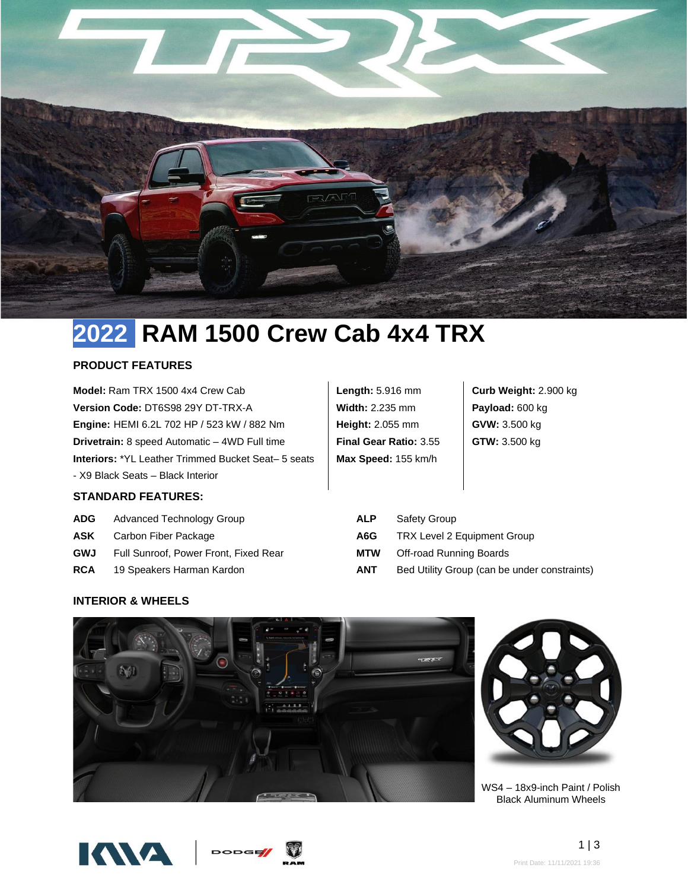# 2022 RAM 1500 Crew Cab 4x4 TRX

### PRODUCT FEATURES

**Model:** Ram TRX 1500 4x4 Crew Cab
**Version Code:** DT6S98 29Y DT-TRX-A
**Engine:** HEMI 6.2L 702 HP / 523 kW / 882 Nm
**Drivetrain:** 8 speed Automatic – 4WD Full time
**Interiors:** *YL Leather Trimmed Bucket Seat– 5 seats - X9 Black Seats – Black Interior

**Length:** 5.916 mm
**Width:** 2.235 mm
**Height:** 2.055 mm
**Final Gear Ratio:** 3.55
**Max Speed:** 155 km/h

**Curb Weight:** 2.900 kg
**Payload:** 600 kg
**GVW:** 3.500 kg
**GTW:** 3.500 kg

### STANDARD FEATURES:

| Code | Feature |
|---|---|
| **ADG** | Advanced Technology Group |
| **ASK** | Carbon Fiber Package |
| **GWJ** | Full Sunroof, Power Front, Fixed Rear |
| **RCA** | 19 Speakers Harman Kardon |
| **ALP** | Safety Group |
| **A6G** | TRX Level 2 Equipment Group |
| **MTW** | Off-road Running Boards |
| **ANT** | Bed Utility Group (can be under constraints) |

### INTERIOR & WHEELS

WS4 – 18x9-inch Paint / Polish Black Aluminum Wheels

Print Date: 11/11/2021 19:36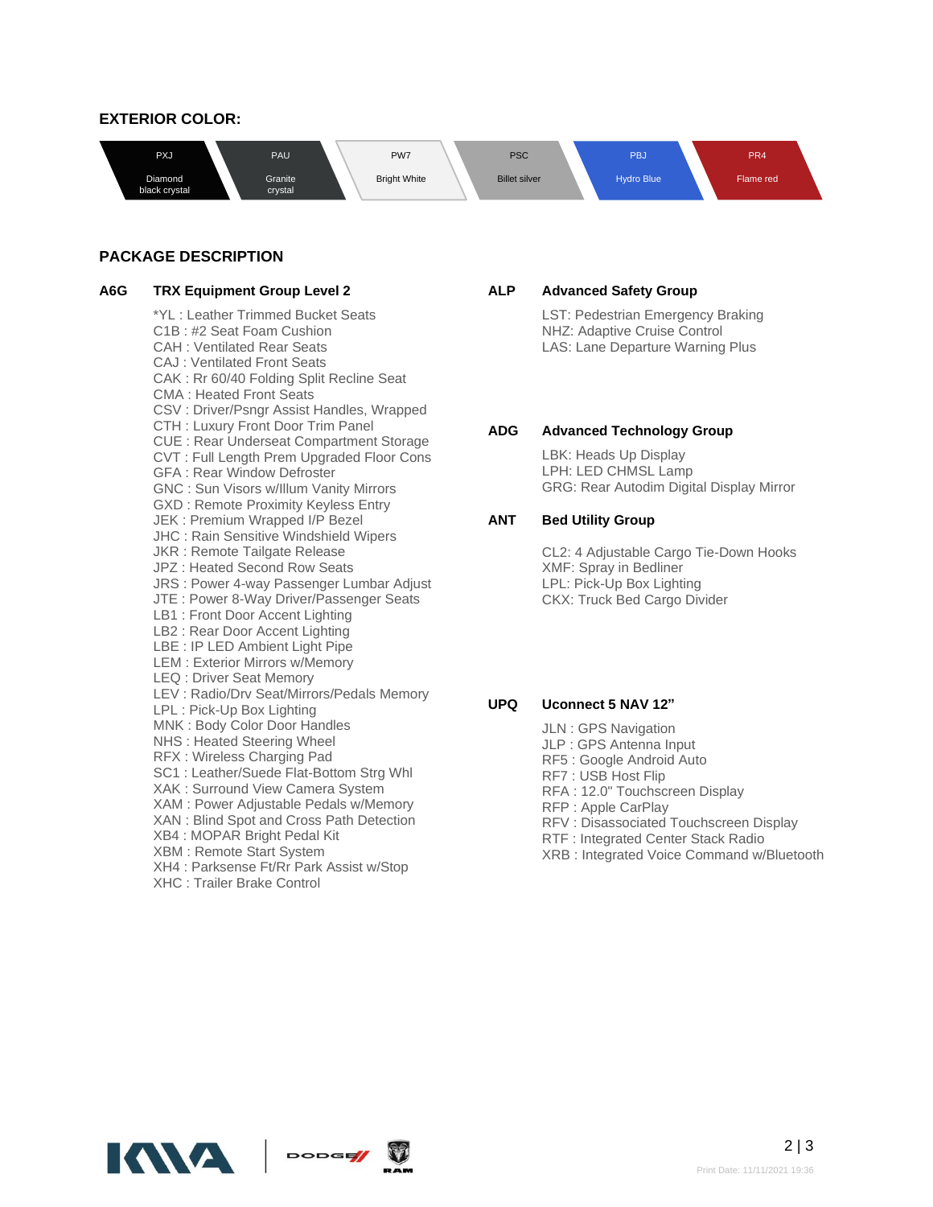## EXTERIOR COLOR:

| PXJ | PAU | PW7 | PSC | PBJ | PR4 |
|---|---|---|---|---|---|
| Diamond black crystal | Granite crystal | Bright White | Billet silver | Hydro Blue | Flame red |

## PACKAGE DESCRIPTION

### A6G TRX Equipment Group Level 2

*YL : Leather Trimmed Bucket Seats
C1B : #2 Seat Foam Cushion
CAH : Ventilated Rear Seats
CAJ : Ventilated Front Seats
CAK : Rr 60/40 Folding Split Recline Seat
CMA : Heated Front Seats
CSV : Driver/Psngr Assist Handles, Wrapped
CTH : Luxury Front Door Trim Panel
CUE : Rear Underseat Compartment Storage
CVT : Full Length Prem Upgraded Floor Cons
GFA : Rear Window Defroster
GNC : Sun Visors w/Illum Vanity Mirrors
GXD : Remote Proximity Keyless Entry
JEK : Premium Wrapped I/P Bezel
JHC : Rain Sensitive Windshield Wipers
JKR : Remote Tailgate Release
JPZ : Heated Second Row Seats
JRS : Power 4-way Passenger Lumbar Adjust
JTE : Power 8-Way Driver/Passenger Seats
LB1 : Front Door Accent Lighting
LB2 : Rear Door Accent Lighting
LBE : IP LED Ambient Light Pipe
LEM : Exterior Mirrors w/Memory
LEQ : Driver Seat Memory
LEV : Radio/Drv Seat/Mirrors/Pedals Memory
LPL : Pick-Up Box Lighting
MNK : Body Color Door Handles
NHS : Heated Steering Wheel
RFX : Wireless Charging Pad
SC1 : Leather/Suede Flat-Bottom Strg Whl
XAK : Surround View Camera System
XAM : Power Adjustable Pedals w/Memory
XAN : Blind Spot and Cross Path Detection
XB4 : MOPAR Bright Pedal Kit
XBM : Remote Start System
XH4 : Parksense Ft/Rr Park Assist w/Stop
XHC : Trailer Brake Control

### ALP Advanced Safety Group

LST: Pedestrian Emergency Braking
NHZ: Adaptive Cruise Control
LAS: Lane Departure Warning Plus

### ADG Advanced Technology Group

LBK: Heads Up Display
LPH: LED CHMSL Lamp
GRG: Rear Autodim Digital Display Mirror

### ANT Bed Utility Group

CL2: 4 Adjustable Cargo Tie-Down Hooks
XMF: Spray in Bedliner
LPL: Pick-Up Box Lighting
CKX: Truck Bed Cargo Divider

### UPQ Uconnect 5 NAV 12”

JLN : GPS Navigation
JLP : GPS Antenna Input
RF5 : Google Android Auto
RF7 : USB Host Flip
RFA : 12.0" Touchscreen Display
RFP : Apple CarPlay
RFV : Disassociated Touchscreen Display
RTF : Integrated Center Stack Radio
XRB : Integrated Voice Command w/Bluetooth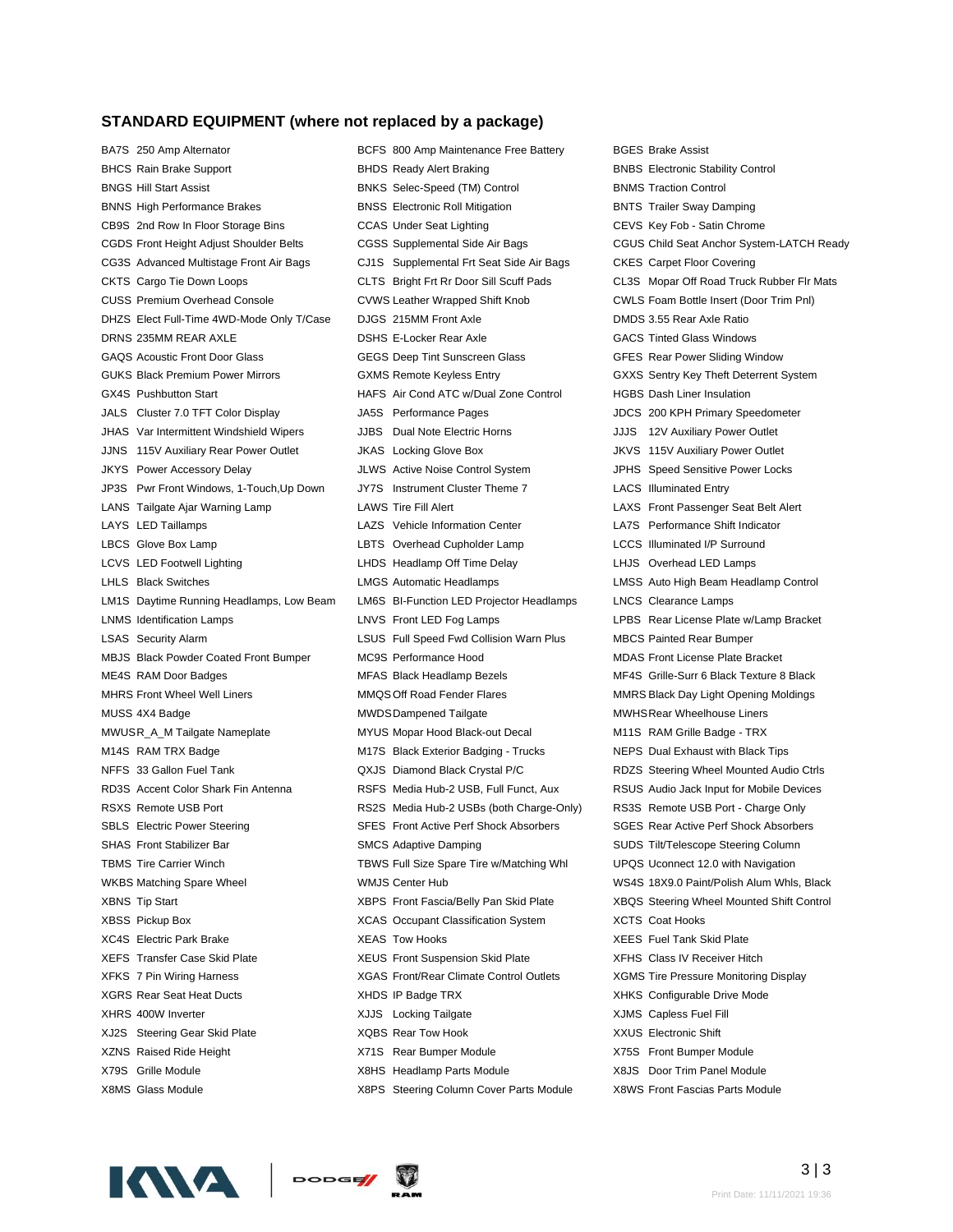### STANDARD EQUIPMENT (where not replaced by a package)

| | | |
|---|---|---|
| BA7S 250 Amp Alternator | BCFS 800 Amp Maintenance Free Battery | BGES Brake Assist |
| BHCS Rain Brake Support | BHDS Ready Alert Braking | BNBS Electronic Stability Control |
| BNGS Hill Start Assist | BNKS Selec-Speed (TM) Control | BNMS Traction Control |
| BNNS High Performance Brakes | BNSS Electronic Roll Mitigation | BNTS Trailer Sway Damping |
| CB9S 2nd Row In Floor Storage Bins | CCAS Under Seat Lighting | CEVS Key Fob - Satin Chrome |
| CGDS Front Height Adjust Shoulder Belts | CGSS Supplemental Side Air Bags | CGUS Child Seat Anchor System-LATCH Ready |
| CG3S Advanced Multistage Front Air Bags | CJ1S Supplemental Frt Seat Side Air Bags | CKES Carpet Floor Covering |
| CKTS Cargo Tie Down Loops | CLTS Bright Frt Rr Door Sill Scuff Pads | CL3S Mopar Off Road Truck Rubber Flr Mats |
| CUSS Premium Overhead Console | CVWS Leather Wrapped Shift Knob | CWLS Foam Bottle Insert (Door Trim Pnl) |
| DHZS Elect Full-Time 4WD-Mode Only T/Case | DJGS 215MM Front Axle | DMDS 3.55 Rear Axle Ratio |
| DRNS 235MM REAR AXLE | DSHS E-Locker Rear Axle | GACS Tinted Glass Windows |
| GAQS Acoustic Front Door Glass | GEGS Deep Tint Sunscreen Glass | GFES Rear Power Sliding Window |
| GUKS Black Premium Power Mirrors | GXMS Remote Keyless Entry | GXXS Sentry Key Theft Deterrent System |
| GX4S Pushbutton Start | HAFS Air Cond ATC w/Dual Zone Control | HGBS Dash Liner Insulation |
| JALS Cluster 7.0 TFT Color Display | JA5S Performance Pages | JDCS 200 KPH Primary Speedometer |
| JHAS Var Intermittent Windshield Wipers | JJBS Dual Note Electric Horns | JJJS 12V Auxiliary Power Outlet |
| JJNS 115V Auxiliary Rear Power Outlet | JKAS Locking Glove Box | JKVS 115V Auxiliary Power Outlet |
| JKYS Power Accessory Delay | JLWS Active Noise Control System | JPHS Speed Sensitive Power Locks |
| JP3S Pwr Front Windows, 1-Touch,Up Down | JY7S Instrument Cluster Theme 7 | LACS Illuminated Entry |
| LANS Tailgate Ajar Warning Lamp | LAWS Tire Fill Alert | LAXS Front Passenger Seat Belt Alert |
| LAYS LED Taillamps | LAZS Vehicle Information Center | LA7S Performance Shift Indicator |
| LBCS Glove Box Lamp | LBTS Overhead Cupholder Lamp | LCCS Illuminated I/P Surround |
| LCVS LED Footwell Lighting | LHDS Headlamp Off Time Delay | LHJS Overhead LED Lamps |
| LHLS Black Switches | LMGS Automatic Headlamps | LMSS Auto High Beam Headlamp Control |
| LM1S Daytime Running Headlamps, Low Beam | LM6S BI-Function LED Projector Headlamps | LNCS Clearance Lamps |
| LNMS Identification Lamps | LNVS Front LED Fog Lamps | LPBS Rear License Plate w/Lamp Bracket |
| LSAS Security Alarm | LSUS Full Speed Fwd Collision Warn Plus | MBCS Painted Rear Bumper |
| MBJS Black Powder Coated Front Bumper | MC9S Performance Hood | MDAS Front License Plate Bracket |
| ME4S RAM Door Badges | MFAS Black Headlamp Bezels | MF4S Grille-Surr 6 Black Texture 8 Black |
| MHRS Front Wheel Well Liners | MMQS Off Road Fender Flares | MMRS Black Day Light Opening Moldings |
| MUSS 4X4 Badge | MWDS Dampened Tailgate | MWHS Rear Wheelhouse Liners |
| MWUSR_A_M Tailgate Nameplate | MYUS Mopar Hood Black-out Decal | M11S RAM Grille Badge - TRX |
| M14S RAM TRX Badge | M17S Black Exterior Badging - Trucks | NEPS Dual Exhaust with Black Tips |
| NFFS 33 Gallon Fuel Tank | QXJS Diamond Black Crystal P/C | RDZS Steering Wheel Mounted Audio Ctrls |
| RD3S Accent Color Shark Fin Antenna | RSFS Media Hub-2 USB, Full Funct, Aux | RSUS Audio Jack Input for Mobile Devices |
| RSXS Remote USB Port | RS2S Media Hub-2 USBs (both Charge-Only) | RS3S Remote USB Port - Charge Only |
| SBLS Electric Power Steering | SFES Front Active Perf Shock Absorbers | SGES Rear Active Perf Shock Absorbers |
| SHAS Front Stabilizer Bar | SMCS Adaptive Damping | SUDS Tilt/Telescope Steering Column |
| TBMS Tire Carrier Winch | TBWS Full Size Spare Tire w/Matching Whl | UPQS Uconnect 12.0 with Navigation |
| WKBS Matching Spare Wheel | WMJS Center Hub | WS4S 18X9.0 Paint/Polish Alum Whls, Black |
| XBNS Tip Start | XBPS Front Fascia/Belly Pan Skid Plate | XBQS Steering Wheel Mounted Shift Control |
| XBSS Pickup Box | XCAS Occupant Classification System | XCTS Coat Hooks |
| XC4S Electric Park Brake | XEAS Tow Hooks | XEES Fuel Tank Skid Plate |
| XEFS Transfer Case Skid Plate | XEUS Front Suspension Skid Plate | XFHS Class IV Receiver Hitch |
| XFKS 7 Pin Wiring Harness | XGAS Front/Rear Climate Control Outlets | XGMS Tire Pressure Monitoring Display |
| XGRS Rear Seat Heat Ducts | XHDS IP Badge TRX | XHKS Configurable Drive Mode |
| XHRS 400W Inverter | XJJS Locking Tailgate | XJMS Capless Fuel Fill |
| XJ2S Steering Gear Skid Plate | XQBS Rear Tow Hook | XXUS Electronic Shift |
| XZNS Raised Ride Height | X71S Rear Bumper Module | X75S Front Bumper Module |
| X79S Grille Module | X8HS Headlamp Parts Module | X8JS Door Trim Panel Module |
| X8MS Glass Module | X8PS Steering Column Cover Parts Module | X8WS Front Fascias Parts Module |

Print Date: 11/11/2021 19:36